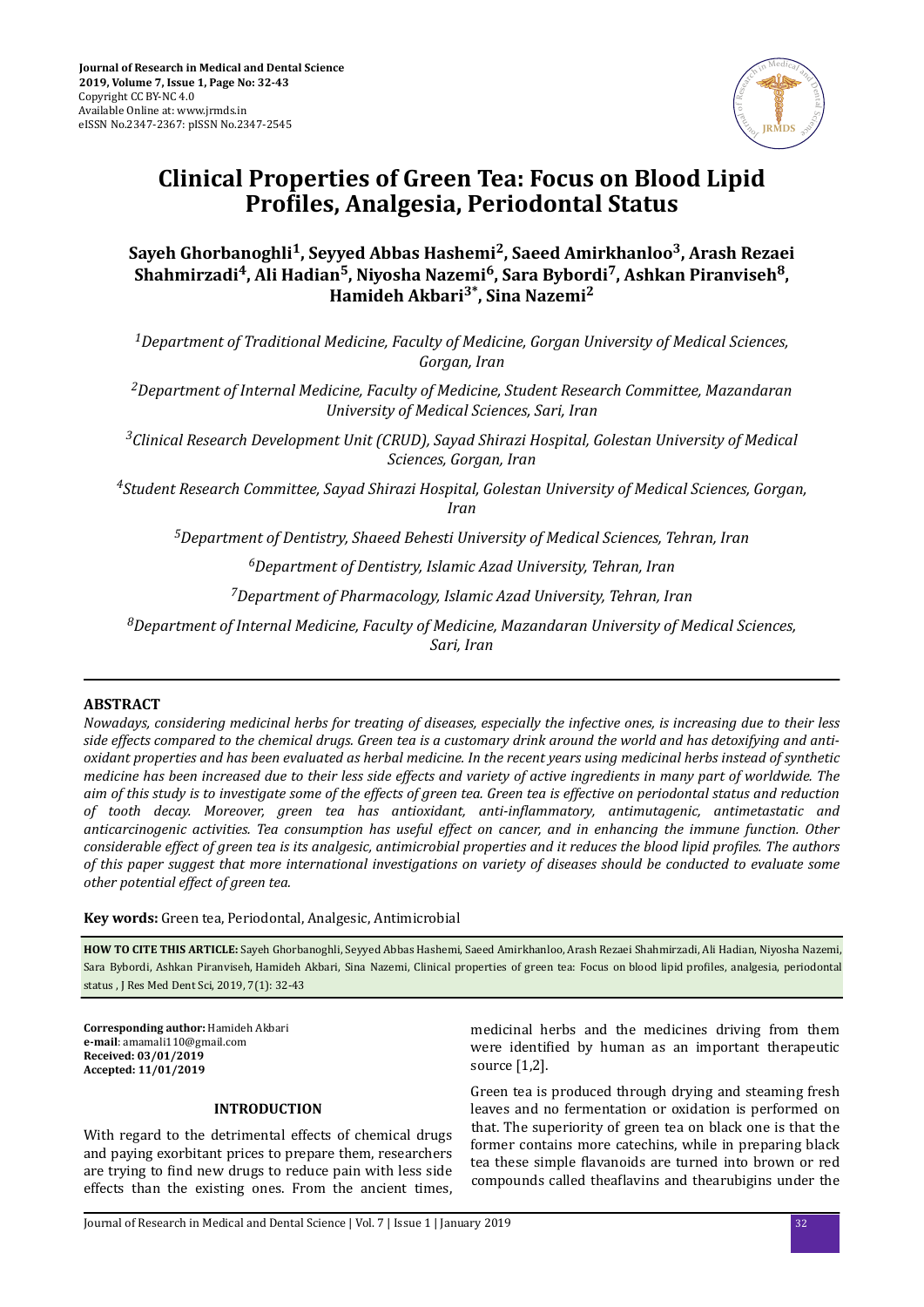Journal of Research in Medical and Dental Science
2019, Volume 7, Issue 1, Page No: 32-43
Copyright CC BY-NC 4.0
Available Online at: www.jrmds.in
eISSN No.2347-2367: pISSN No.2347-2545

# Clinical Properties of Green Tea: Focus on Blood Lipid Profiles, Analgesia, Periodontal Status

**Sayeh Ghorbanoghli[1], Seyyed Abbas Hashemi[2], Saeed Amirkhanloo[3], Arash Rezaei Shahmirzadi[4], Ali Hadian[5], Niyosha Nazemi[6], Sara Bybordi[7], Ashkan Piranviseh[8], Hamideh Akbari[3]*, Sina Nazemi[2]**

*[1]Department of Traditional Medicine, Faculty of Medicine, Gorgan University of Medical Sciences, Gorgan, Iran*

*[2]Department of Internal Medicine, Faculty of Medicine, Student Research Committee, Mazandaran University of Medical Sciences, Sari, Iran*

*[3]Clinical Research Development Unit (CRUD), Sayad Shirazi Hospital, Golestan University of Medical Sciences, Gorgan, Iran*

*[4]Student Research Committee, Sayad Shirazi Hospital, Golestan University of Medical Sciences, Gorgan, Iran*

*[5]Department of Dentistry, Shaeed Behesti University of Medical Sciences, Tehran, Iran*

*[6]Department of Dentistry, Islamic Azad University, Tehran, Iran*

*[7]Department of Pharmacology, Islamic Azad University, Tehran, Iran*

*[8]Department of Internal Medicine, Faculty of Medicine, Mazandaran University of Medical Sciences, Sari, Iran*

## ABSTRACT

*Nowadays, considering medicinal herbs for treating of diseases, especially the infective ones, is increasing due to their less side effects compared to the chemical drugs. Green tea is a customary drink around the world and has detoxifying and antioxidant properties and has been evaluated as herbal medicine. In the recent years using medicinal herbs instead of synthetic medicine has been increased due to their less side effects and variety of active ingredients in many part of worldwide. The aim of this study is to investigate some of the effects of green tea. Green tea is effective on periodontal status and reduction of tooth decay. Moreover, green tea has antioxidant, anti-inflammatory, antimutagenic, antimetastatic and anticarcinogenic activities. Tea consumption has useful effect on cancer, and in enhancing the immune function. Other considerable effect of green tea is its analgesic, antimicrobial properties and it reduces the blood lipid profiles. The authors of this paper suggest that more international investigations on variety of diseases should be conducted to evaluate some other potential effect of green tea.*

**Key words:** Green tea, Periodontal, Analgesic, Antimicrobial

**HOW TO CITE THIS ARTICLE:** Sayeh Ghorbanoghli, Seyyed Abbas Hashemi, Saeed Amirkhanloo, Arash Rezaei Shahmirzadi, Ali Hadian, Niyosha Nazemi, Sara Bybordi, Ashkan Piranviseh, Hamideh Akbari, Sina Nazemi, Clinical properties of green tea: Focus on blood lipid profiles, analgesia, periodontal status , J Res Med Dent Sci, 2019, 7(1): 32-43

**Corresponding author:** Hamideh Akbari
**e-mail**: amamali110@gmail.com
**Received: 03/01/2019**
**Accepted: 11/01/2019**

## INTRODUCTION

With regard to the detrimental effects of chemical drugs and paying exorbitant prices to prepare them, researchers are trying to find new drugs to reduce pain with less side effects than the existing ones. From the ancient times, medicinal herbs and the medicines driving from them were identified by human as an important therapeutic source [1,2].

Green tea is produced through drying and steaming fresh leaves and no fermentation or oxidation is performed on that. The superiority of green tea on black one is that the former contains more catechins, while in preparing black tea these simple flavanoids are turned into brown or red compounds called theaflavins and thearubigins under the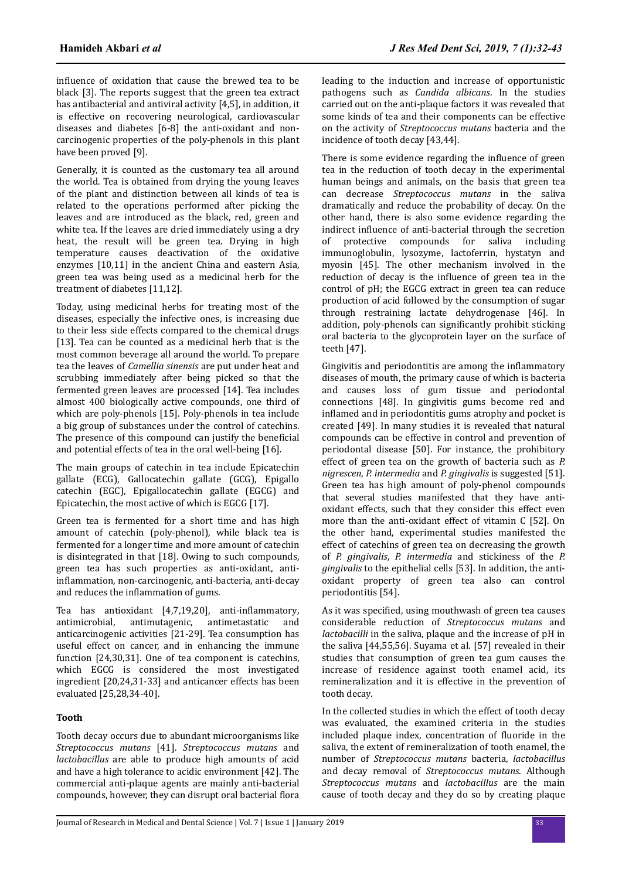influence of oxidation that cause the brewed tea to be black [3]. The reports suggest that the green tea extract has antibacterial and antiviral activity [4,5], in addition, it is effective on recovering neurological, cardiovascular diseases and diabetes [6-8] the anti-oxidant and non-carcinogenic properties of the poly-phenols in this plant have been proved [9].

Generally, it is counted as the customary tea all around the world. Tea is obtained from drying the young leaves of the plant and distinction between all kinds of tea is related to the operations performed after picking the leaves and are introduced as the black, red, green and white tea. If the leaves are dried immediately using a dry heat, the result will be green tea. Drying in high temperature causes deactivation of the oxidative enzymes [10,11] in the ancient China and eastern Asia, green tea was being used as a medicinal herb for the treatment of diabetes [11,12].

Today, using medicinal herbs for treating most of the diseases, especially the infective ones, is increasing due to their less side effects compared to the chemical drugs [13]. Tea can be counted as a medicinal herb that is the most common beverage all around the world. To prepare tea the leaves of *Camellia sinensis* are put under heat and scrubbing immediately after being picked so that the fermented green leaves are processed [14]. Tea includes almost 400 biologically active compounds, one third of which are poly-phenols [15]. Poly-phenols in tea include a big group of substances under the control of catechins. The presence of this compound can justify the beneficial and potential effects of tea in the oral well-being [16].

The main groups of catechin in tea include Epicatechin gallate (ECG), Gallocatechin gallate (GCG), Epigallo catechin (EGC), Epigallocatechin gallate (EGCG) and Epicatechin, the most active of which is EGCG [17].

Green tea is fermented for a short time and has high amount of catechin (poly-phenol), while black tea is fermented for a longer time and more amount of catechin is disintegrated in that [18]. Owing to such compounds, green tea has such properties as anti-oxidant, anti-inflammation, non-carcinogenic, anti-bacteria, anti-decay and reduces the inflammation of gums.

Tea has antioxidant [4,7,19,20], anti-inflammatory, antimicrobial, antimutagenic, antimetastatic and anticarcinogenic activities [21-29]. Tea consumption has useful effect on cancer, and in enhancing the immune function [24,30,31]. One of tea component is catechins, which EGCG is considered the most investigated ingredient [20,24,31-33] and anticancer effects has been evaluated [25,28,34-40].

## Tooth

Tooth decay occurs due to abundant microorganisms like *Streptococcus mutans* [41]. *Streptococcus mutans* and *lactobacillus* are able to produce high amounts of acid and have a high tolerance to acidic environment [42]. The commercial anti-plaque agents are mainly anti-bacterial compounds, however, they can disrupt oral bacterial flora leading to the induction and increase of opportunistic pathogens such as *Candida albicans*. In the studies carried out on the anti-plaque factors it was revealed that some kinds of tea and their components can be effective on the activity of *Streptococcus mutans* bacteria and the incidence of tooth decay [43,44].

There is some evidence regarding the influence of green tea in the reduction of tooth decay in the experimental human beings and animals, on the basis that green tea can decrease *Streptococcus mutans* in the saliva dramatically and reduce the probability of decay. On the other hand, there is also some evidence regarding the indirect influence of anti-bacterial through the secretion of protective compounds for saliva including immunoglobulin, lysozyme, lactoferrin, hystatyn and myosin [45]. The other mechanism involved in the reduction of decay is the influence of green tea in the control of pH; the EGCG extract in green tea can reduce production of acid followed by the consumption of sugar through restraining lactate dehydrogenase [46]. In addition, poly-phenols can significantly prohibit sticking oral bacteria to the glycoprotein layer on the surface of teeth [47].

Gingivitis and periodontitis are among the inflammatory diseases of mouth, the primary cause of which is bacteria and causes loss of gum tissue and periodontal connections [48]. In gingivitis gums become red and inflamed and in periodontitis gums atrophy and pocket is created [49]. In many studies it is revealed that natural compounds can be effective in control and prevention of periodontal disease [50]. For instance, the prohibitory effect of green tea on the growth of bacteria such as *P. nigrescen*, *P. intermedia* and *P. gingivalis* is suggested [51]. Green tea has high amount of poly-phenol compounds that several studies manifested that they have anti-oxidant effects, such that they consider this effect even more than the anti-oxidant effect of vitamin C [52]. On the other hand, experimental studies manifested the effect of catechins of green tea on decreasing the growth of *P. gingivalis*, *P. intermedia* and stickiness of the *P. gingivalis* to the epithelial cells [53]. In addition, the anti-oxidant property of green tea also can control periodontitis [54].

As it was specified, using mouthwash of green tea causes considerable reduction of *Streptococcus mutans* and *lactobacilli* in the saliva, plaque and the increase of pH in the saliva [44,55,56]. Suyama et al. [57] revealed in their studies that consumption of green tea gum causes the increase of residence against tooth enamel acid, its remineralization and it is effective in the prevention of tooth decay.

In the collected studies in which the effect of tooth decay was evaluated, the examined criteria in the studies included plaque index, concentration of fluoride in the saliva, the extent of remineralization of tooth enamel, the number of *Streptococcus mutans* bacteria, *lactobacillus* and decay removal of *Streptococcus mutans*. Although *Streptococcus mutans* and *lactobacillus* are the main cause of tooth decay and they do so by creating plaque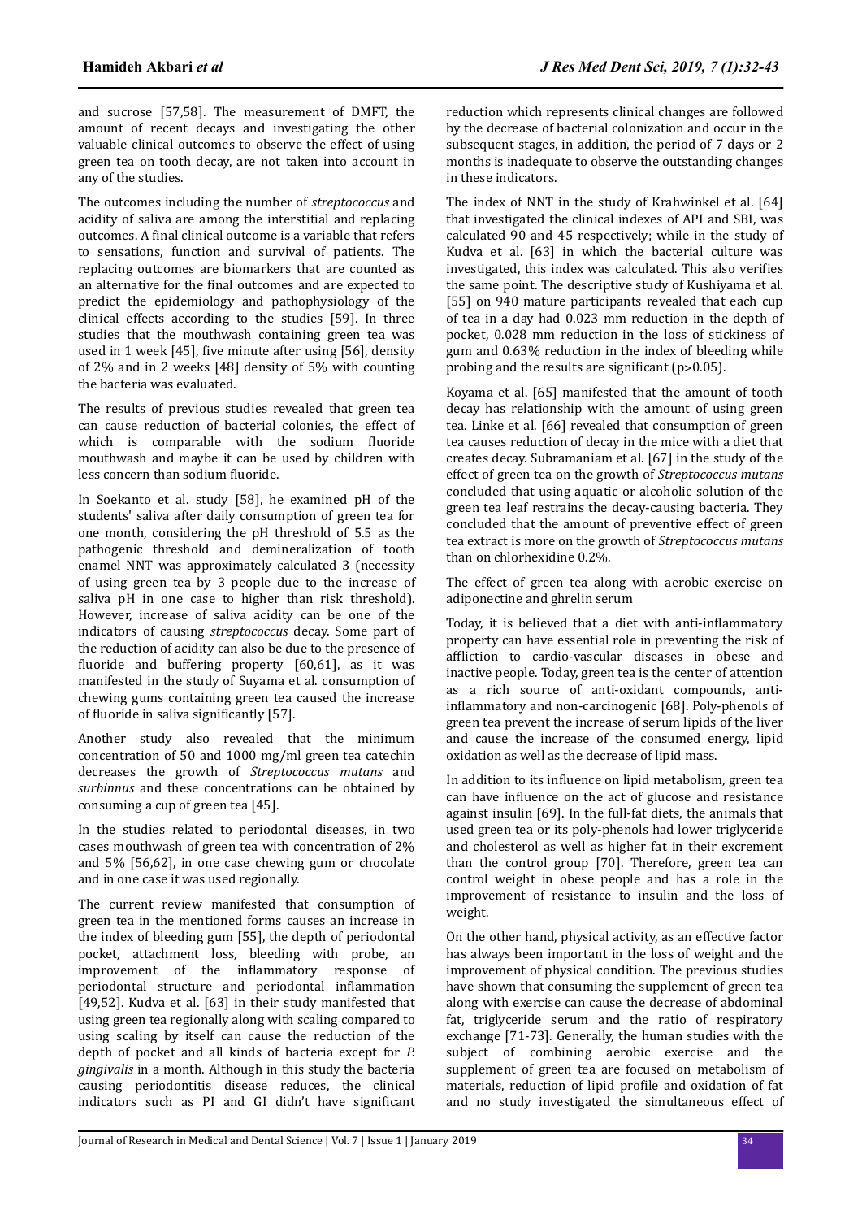and sucrose [57,58]. The measurement of DMFT, the amount of recent decays and investigating the other valuable clinical outcomes to observe the effect of using green tea on tooth decay, are not taken into account in any of the studies.

The outcomes including the number of *streptococcus* and acidity of saliva are among the interstitial and replacing outcomes. A final clinical outcome is a variable that refers to sensations, function and survival of patients. The replacing outcomes are biomarkers that are counted as an alternative for the final outcomes and are expected to predict the epidemiology and pathophysiology of the clinical effects according to the studies [59]. In three studies that the mouthwash containing green tea was used in 1 week [45], five minute after using [56], density of 2% and in 2 weeks [48] density of 5% with counting the bacteria was evaluated.

The results of previous studies revealed that green tea can cause reduction of bacterial colonies, the effect of which is comparable with the sodium fluoride mouthwash and maybe it can be used by children with less concern than sodium fluoride.

In Soekanto et al. study [58], he examined pH of the students' saliva after daily consumption of green tea for one month, considering the pH threshold of 5.5 as the pathogenic threshold and demineralization of tooth enamel NNT was approximately calculated 3 (necessity of using green tea by 3 people due to the increase of saliva pH in one case to higher than risk threshold). However, increase of saliva acidity can be one of the indicators of causing *streptococcus* decay. Some part of the reduction of acidity can also be due to the presence of fluoride and buffering property [60,61], as it was manifested in the study of Suyama et al. consumption of chewing gums containing green tea caused the increase of fluoride in saliva significantly [57].

Another study also revealed that the minimum concentration of 50 and 1000 mg/ml green tea catechin decreases the growth of *Streptococcus mutans* and *surbinnus* and these concentrations can be obtained by consuming a cup of green tea [45].

In the studies related to periodontal diseases, in two cases mouthwash of green tea with concentration of 2% and 5% [56,62], in one case chewing gum or chocolate and in one case it was used regionally.

The current review manifested that consumption of green tea in the mentioned forms causes an increase in the index of bleeding gum [55], the depth of periodontal pocket, attachment loss, bleeding with probe, an improvement of the inflammatory response of periodontal structure and periodontal inflammation [49,52]. Kudva et al. [63] in their study manifested that using green tea regionally along with scaling compared to using scaling by itself can cause the reduction of the depth of pocket and all kinds of bacteria except for *P. gingivalis* in a month. Although in this study the bacteria causing periodontitis disease reduces, the clinical indicators such as PI and GI didn't have significant reduction which represents clinical changes are followed by the decrease of bacterial colonization and occur in the subsequent stages, in addition, the period of 7 days or 2 months is inadequate to observe the outstanding changes in these indicators.

The index of NNT in the study of Krahwinkel et al. [64] that investigated the clinical indexes of API and SBI, was calculated 90 and 45 respectively; while in the study of Kudva et al. [63] in which the bacterial culture was investigated, this index was calculated. This also verifies the same point. The descriptive study of Kushiyama et al. [55] on 940 mature participants revealed that each cup of tea in a day had 0.023 mm reduction in the depth of pocket, 0.028 mm reduction in the loss of stickiness of gum and 0.63% reduction in the index of bleeding while probing and the results are significant ($p>0.05$).

Koyama et al. [65] manifested that the amount of tooth decay has relationship with the amount of using green tea. Linke et al. [66] revealed that consumption of green tea causes reduction of decay in the mice with a diet that creates decay. Subramaniam et al. [67] in the study of the effect of green tea on the growth of *Streptococcus mutans* concluded that using aquatic or alcoholic solution of the green tea leaf restrains the decay-causing bacteria. They concluded that the amount of preventive effect of green tea extract is more on the growth of *Streptococcus mutans* than on chlorhexidine 0.2%.

The effect of green tea along with aerobic exercise on adiponectine and ghrelin serum

Today, it is believed that a diet with anti-inflammatory property can have essential role in preventing the risk of affliction to cardio-vascular diseases in obese and inactive people. Today, green tea is the center of attention as a rich source of anti-oxidant compounds, anti-inflammatory and non-carcinogenic [68]. Poly-phenols of green tea prevent the increase of serum lipids of the liver and cause the increase of the consumed energy, lipid oxidation as well as the decrease of lipid mass.

In addition to its influence on lipid metabolism, green tea can have influence on the act of glucose and resistance against insulin [69]. In the full-fat diets, the animals that used green tea or its poly-phenols had lower triglyceride and cholesterol as well as higher fat in their excrement than the control group [70]. Therefore, green tea can control weight in obese people and has a role in the improvement of resistance to insulin and the loss of weight.

On the other hand, physical activity, as an effective factor has always been important in the loss of weight and the improvement of physical condition. The previous studies have shown that consuming the supplement of green tea along with exercise can cause the decrease of abdominal fat, triglyceride serum and the ratio of respiratory exchange [71-73]. Generally, the human studies with the subject of combining aerobic exercise and the supplement of green tea are focused on metabolism of materials, reduction of lipid profile and oxidation of fat and no study investigated the simultaneous effect of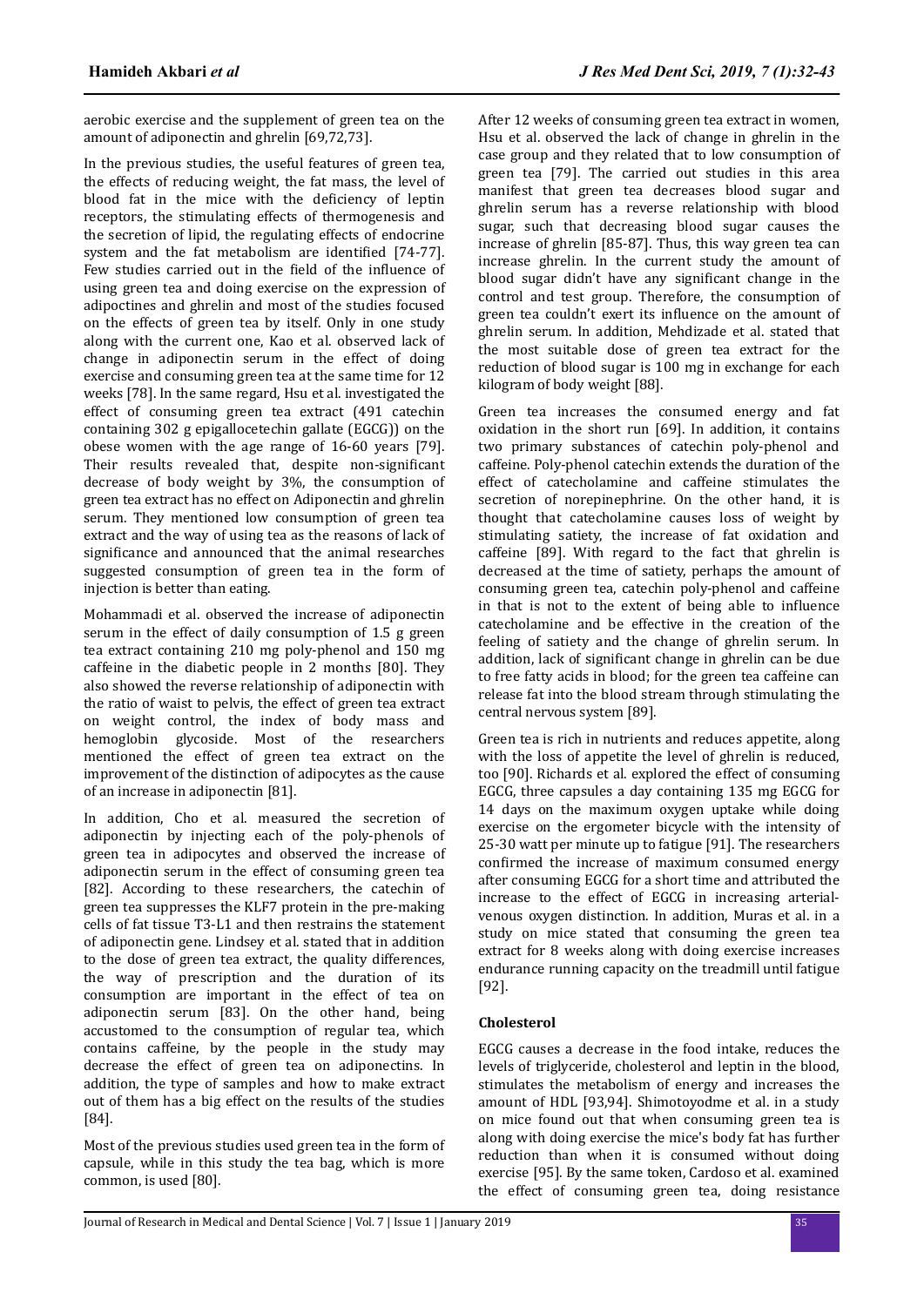aerobic exercise and the supplement of green tea on the amount of adiponectin and ghrelin [69,72,73].

In the previous studies, the useful features of green tea, the effects of reducing weight, the fat mass, the level of blood fat in the mice with the deficiency of leptin receptors, the stimulating effects of thermogenesis and the secretion of lipid, the regulating effects of endocrine system and the fat metabolism are identified [74-77]. Few studies carried out in the field of the influence of using green tea and doing exercise on the expression of adipoctines and ghrelin and most of the studies focused on the effects of green tea by itself. Only in one study along with the current one, Kao et al. observed lack of change in adiponectin serum in the effect of doing exercise and consuming green tea at the same time for 12 weeks [78]. In the same regard, Hsu et al. investigated the effect of consuming green tea extract (491 catechin containing 302 g epigallocetechin gallate (EGCG)) on the obese women with the age range of 16-60 years [79]. Their results revealed that, despite non-significant decrease of body weight by 3%, the consumption of green tea extract has no effect on Adiponectin and ghrelin serum. They mentioned low consumption of green tea extract and the way of using tea as the reasons of lack of significance and announced that the animal researches suggested consumption of green tea in the form of injection is better than eating.

Mohammadi et al. observed the increase of adiponectin serum in the effect of daily consumption of 1.5 g green tea extract containing 210 mg poly-phenol and 150 mg caffeine in the diabetic people in 2 months [80]. They also showed the reverse relationship of adiponectin with the ratio of waist to pelvis, the effect of green tea extract on weight control, the index of body mass and hemoglobin glycoside. Most of the researchers mentioned the effect of green tea extract on the improvement of the distinction of adipocytes as the cause of an increase in adiponectin [81].

In addition, Cho et al. measured the secretion of adiponectin by injecting each of the poly-phenols of green tea in adipocytes and observed the increase of adiponectin serum in the effect of consuming green tea [82]. According to these researchers, the catechin of green tea suppresses the KLF7 protein in the pre-making cells of fat tissue T3-L1 and then restrains the statement of adiponectin gene. Lindsey et al. stated that in addition to the dose of green tea extract, the quality differences, the way of prescription and the duration of its consumption are important in the effect of tea on adiponectin serum [83]. On the other hand, being accustomed to the consumption of regular tea, which contains caffeine, by the people in the study may decrease the effect of green tea on adiponectins. In addition, the type of samples and how to make extract out of them has a big effect on the results of the studies [84].

Most of the previous studies used green tea in the form of capsule, while in this study the tea bag, which is more common, is used [80].

After 12 weeks of consuming green tea extract in women, Hsu et al. observed the lack of change in ghrelin in the case group and they related that to low consumption of green tea [79]. The carried out studies in this area manifest that green tea decreases blood sugar and ghrelin serum has a reverse relationship with blood sugar, such that decreasing blood sugar causes the increase of ghrelin [85-87]. Thus, this way green tea can increase ghrelin. In the current study the amount of blood sugar didn't have any significant change in the control and test group. Therefore, the consumption of green tea couldn't exert its influence on the amount of ghrelin serum. In addition, Mehdizade et al. stated that the most suitable dose of green tea extract for the reduction of blood sugar is 100 mg in exchange for each kilogram of body weight [88].

Green tea increases the consumed energy and fat oxidation in the short run [69]. In addition, it contains two primary substances of catechin poly-phenol and caffeine. Poly-phenol catechin extends the duration of the effect of catecholamine and caffeine stimulates the secretion of norepinephrine. On the other hand, it is thought that catecholamine causes loss of weight by stimulating satiety, the increase of fat oxidation and caffeine [89]. With regard to the fact that ghrelin is decreased at the time of satiety, perhaps the amount of consuming green tea, catechin poly-phenol and caffeine in that is not to the extent of being able to influence catecholamine and be effective in the creation of the feeling of satiety and the change of ghrelin serum. In addition, lack of significant change in ghrelin can be due to free fatty acids in blood; for the green tea caffeine can release fat into the blood stream through stimulating the central nervous system [89].

Green tea is rich in nutrients and reduces appetite, along with the loss of appetite the level of ghrelin is reduced, too [90]. Richards et al. explored the effect of consuming EGCG, three capsules a day containing 135 mg EGCG for 14 days on the maximum oxygen uptake while doing exercise on the ergometer bicycle with the intensity of 25-30 watt per minute up to fatigue [91]. The researchers confirmed the increase of maximum consumed energy after consuming EGCG for a short time and attributed the increase to the effect of EGCG in increasing arterial-venous oxygen distinction. In addition, Muras et al. in a study on mice stated that consuming the green tea extract for 8 weeks along with doing exercise increases endurance running capacity on the treadmill until fatigue [92].

### Cholesterol

EGCG causes a decrease in the food intake, reduces the levels of triglyceride, cholesterol and leptin in the blood, stimulates the metabolism of energy and increases the amount of HDL [93,94]. Shimotoyodme et al. in a study on mice found out that when consuming green tea is along with doing exercise the mice's body fat has further reduction than when it is consumed without doing exercise [95]. By the same token, Cardoso et al. examined the effect of consuming green tea, doing resistance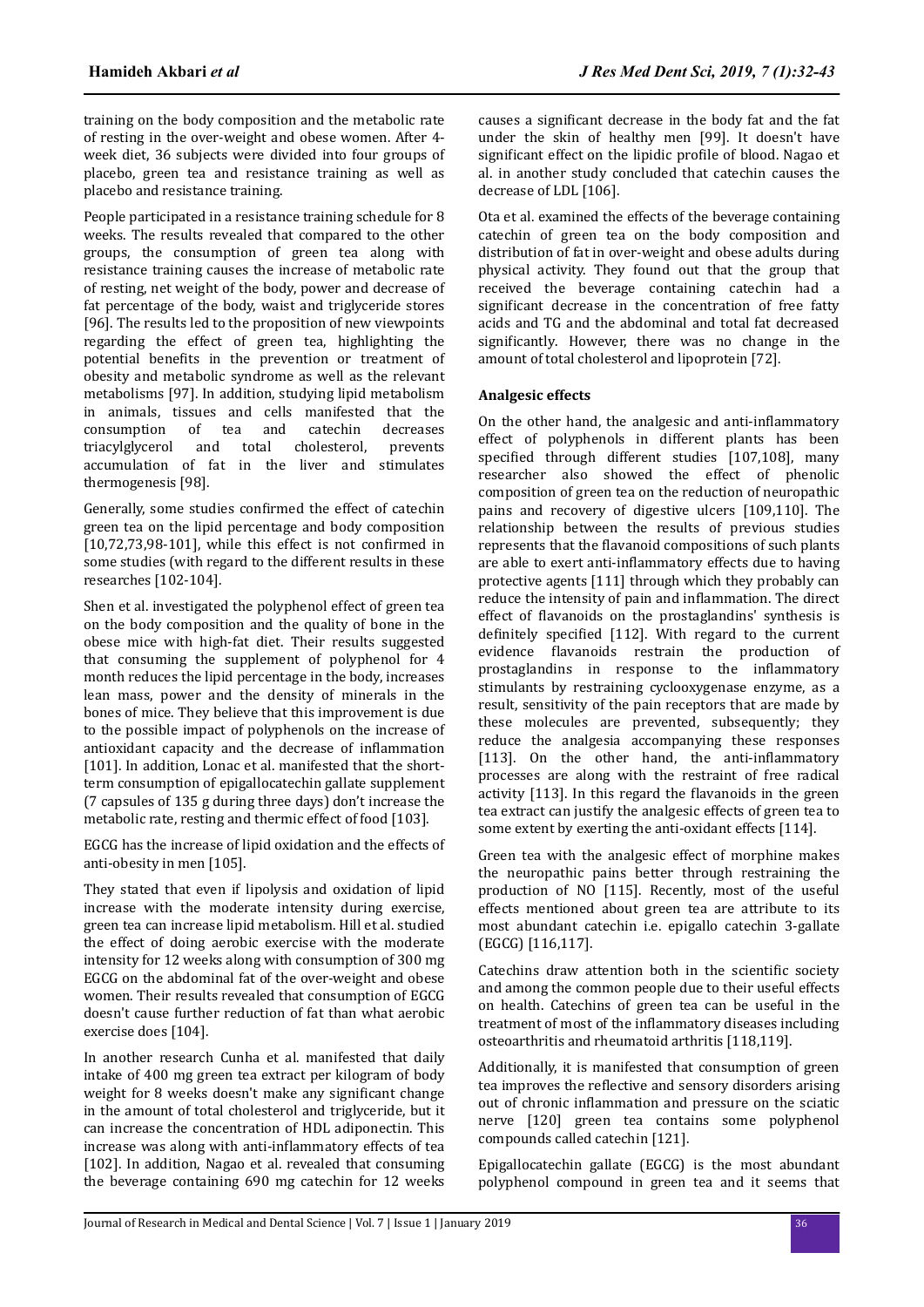training on the body composition and the metabolic rate of resting in the over-weight and obese women. After 4-week diet, 36 subjects were divided into four groups of placebo, green tea and resistance training as well as placebo and resistance training.

People participated in a resistance training schedule for 8 weeks. The results revealed that compared to the other groups, the consumption of green tea along with resistance training causes the increase of metabolic rate of resting, net weight of the body, power and decrease of fat percentage of the body, waist and triglyceride stores [96]. The results led to the proposition of new viewpoints regarding the effect of green tea, highlighting the potential benefits in the prevention or treatment of obesity and metabolic syndrome as well as the relevant metabolisms [97]. In addition, studying lipid metabolism in animals, tissues and cells manifested that the consumption of tea and catechin decreases triacylglycerol and total cholesterol, prevents accumulation of fat in the liver and stimulates thermogenesis [98].

Generally, some studies confirmed the effect of catechin green tea on the lipid percentage and body composition [10,72,73,98-101], while this effect is not confirmed in some studies (with regard to the different results in these researches [102-104].

Shen et al. investigated the polyphenol effect of green tea on the body composition and the quality of bone in the obese mice with high-fat diet. Their results suggested that consuming the supplement of polyphenol for 4 month reduces the lipid percentage in the body, increases lean mass, power and the density of minerals in the bones of mice. They believe that this improvement is due to the possible impact of polyphenols on the increase of antioxidant capacity and the decrease of inflammation [101]. In addition, Lonac et al. manifested that the short-term consumption of epigallocatechin gallate supplement (7 capsules of 135 g during three days) don't increase the metabolic rate, resting and thermic effect of food [103].

EGCG has the increase of lipid oxidation and the effects of anti-obesity in men [105].

They stated that even if lipolysis and oxidation of lipid increase with the moderate intensity during exercise, green tea can increase lipid metabolism. Hill et al. studied the effect of doing aerobic exercise with the moderate intensity for 12 weeks along with consumption of 300 mg EGCG on the abdominal fat of the over-weight and obese women. Their results revealed that consumption of EGCG doesn't cause further reduction of fat than what aerobic exercise does [104].

In another research Cunha et al. manifested that daily intake of 400 mg green tea extract per kilogram of body weight for 8 weeks doesn't make any significant change in the amount of total cholesterol and triglyceride, but it can increase the concentration of HDL adiponectin. This increase was along with anti-inflammatory effects of tea [102]. In addition, Nagao et al. revealed that consuming the beverage containing 690 mg catechin for 12 weeks causes a significant decrease in the body fat and the fat under the skin of healthy men [99]. It doesn't have significant effect on the lipidic profile of blood. Nagao et al. in another study concluded that catechin causes the decrease of LDL [106].

Ota et al. examined the effects of the beverage containing catechin of green tea on the body composition and distribution of fat in over-weight and obese adults during physical activity. They found out that the group that received the beverage containing catechin had a significant decrease in the concentration of free fatty acids and TG and the abdominal and total fat decreased significantly. However, there was no change in the amount of total cholesterol and lipoprotein [72].

### Analgesic effects

On the other hand, the analgesic and anti-inflammatory effect of polyphenols in different plants has been specified through different studies [107,108], many researcher also showed the effect of phenolic composition of green tea on the reduction of neuropathic pains and recovery of digestive ulcers [109,110]. The relationship between the results of previous studies represents that the flavanoid compositions of such plants are able to exert anti-inflammatory effects due to having protective agents [111] through which they probably can reduce the intensity of pain and inflammation. The direct effect of flavanoids on the prostaglandins' synthesis is definitely specified [112]. With regard to the current evidence flavanoids restrain the production of prostaglandins in response to the inflammatory stimulants by restraining cyclooxygenase enzyme, as a result, sensitivity of the pain receptors that are made by these molecules are prevented, subsequently; they reduce the analgesia accompanying these responses [113]. On the other hand, the anti-inflammatory processes are along with the restraint of free radical activity [113]. In this regard the flavanoids in the green tea extract can justify the analgesic effects of green tea to some extent by exerting the anti-oxidant effects [114].

Green tea with the analgesic effect of morphine makes the neuropathic pains better through restraining the production of NO [115]. Recently, most of the useful effects mentioned about green tea are attribute to its most abundant catechin i.e. epigallo catechin 3-gallate (EGCG) [116,117].

Catechins draw attention both in the scientific society and among the common people due to their useful effects on health. Catechins of green tea can be useful in the treatment of most of the inflammatory diseases including osteoarthritis and rheumatoid arthritis [118,119].

Additionally, it is manifested that consumption of green tea improves the reflective and sensory disorders arising out of chronic inflammation and pressure on the sciatic nerve [120] green tea contains some polyphenol compounds called catechin [121].

Epigallocatechin gallate (EGCG) is the most abundant polyphenol compound in green tea and it seems that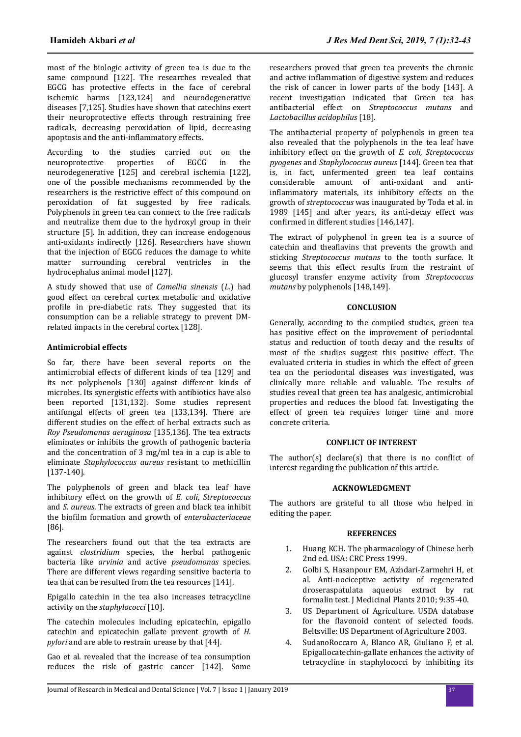most of the biologic activity of green tea is due to the same compound [122]. The researches revealed that EGCG has protective effects in the face of cerebral ischemic harms [123,124] and neurodegenerative diseases [7,125]. Studies have shown that catechins exert their neuroprotective effects through restraining free radicals, decreasing peroxidation of lipid, decreasing apoptosis and the anti-inflammatory effects.

According to the studies carried out on the neuroprotective properties of EGCG in the neurodegenerative [125] and cerebral ischemia [122], one of the possible mechanisms recommended by the researchers is the restrictive effect of this compound on peroxidation of fat suggested by free radicals. Polyphenols in green tea can connect to the free radicals and neutralize them due to the hydroxyl group in their structure [5]. In addition, they can increase endogenous anti-oxidants indirectly [126]. Researchers have shown that the injection of EGCG reduces the damage to white matter surrounding cerebral ventricles in the hydrocephalus animal model [127].

A study showed that use of *Camellia sinensis* (*L.*) had good effect on cerebral cortex metabolic and oxidative profile in pre-diabetic rats. They suggested that its consumption can be a reliable strategy to prevent DM-related impacts in the cerebral cortex [128].

### Antimicrobial effects

So far, there have been several reports on the antimicrobial effects of different kinds of tea [129] and its net polyphenols [130] against different kinds of microbes. Its synergistic effects with antibiotics have also been reported [131,132]. Some studies represent antifungal effects of green tea [133,134]. There are different studies on the effect of herbal extracts such as *Roy Pseudomonas aeruginosa* [135,136]. The tea extracts eliminates or inhibits the growth of pathogenic bacteria and the concentration of 3 mg/ml tea in a cup is able to eliminate *Staphylococcus aureus* resistant to methicillin [137-140].

The polyphenols of green and black tea leaf have inhibitory effect on the growth of *E. coli*, *Streptococcus* and *S. aureus*. The extracts of green and black tea inhibit the biofilm formation and growth of *enterobacteriaceae* [86].

The researchers found out that the tea extracts are against *clostridium* species, the herbal pathogenic bacteria like *arvinia* and active *pseudomonas* species. There are different views regarding sensitive bacteria to tea that can be resulted from the tea resources [141].

Epigallo catechin in the tea also increases tetracycline activity on the *staphylococci* [10].

The catechin molecules including epicatechin, epigallo catechin and epicatechin gallate prevent growth of *H. pylori* and are able to restrain urease by that [44].

Gao et al. revealed that the increase of tea consumption reduces the risk of gastric cancer [142]. Some researchers proved that green tea prevents the chronic and active inflammation of digestive system and reduces the risk of cancer in lower parts of the body [143]. A recent investigation indicated that Green tea has antibacterial effect on *Streptococcus mutans* and *Lactobacillus acidophilus* [18].

The antibacterial property of polyphenols in green tea also revealed that the polyphenols in the tea leaf have inhibitory effect on the growth of *E. coli, Streptococcus pyogenes* and *Staphylococcus aureus* [144]. Green tea that is, in fact, unfermented green tea leaf contains considerable amount of anti-oxidant and anti-inflammatory materials, its inhibitory effects on the growth of *streptococcus* was inaugurated by Toda et al. in 1989 [145] and after years, its anti-decay effect was confirmed in different studies [146,147].

The extract of polyphenol in green tea is a source of catechin and theaflavins that prevents the growth and sticking *Streptococcus mutans* to the tooth surface. It seems that this effect results from the restraint of glucosyl transfer enzyme activity from *Streptococcus mutans* by polyphenols [148,149].

## CONCLUSION

Generally, according to the compiled studies, green tea has positive effect on the improvement of periodontal status and reduction of tooth decay and the results of most of the studies suggest this positive effect. The evaluated criteria in studies in which the effect of green tea on the periodontal diseases was investigated, was clinically more reliable and valuable. The results of studies reveal that green tea has analgesic, antimicrobial properties and reduces the blood fat. Investigating the effect of green tea requires longer time and more concrete criteria.

## CONFLICT OF INTEREST

The author(s) declare(s) that there is no conflict of interest regarding the publication of this article.

## ACKNOWLEDGMENT

The authors are grateful to all those who helped in editing the paper.

## REFERENCES

1. Huang KCH. The pharmacology of Chinese herb 2nd ed. USA: CRC Press 1999.
2. Golbi S, Hasanpour EM, Azhdari-Zarmehri H, et al. Anti-nociceptive activity of regenerated droseraspatulata aqueous extract by rat formalin test. J Medicinal Plants 2010; 9:35-40.
3. US Department of Agriculture. USDA database for the flavonoid content of selected foods. Beltsville: US Department of Agriculture 2003.
4. SudanoRoccaro A, Blanco AR, Giuliano F, et al. Epigallocatechin-gallate enhances the activity of tetracycline in staphylococci by inhibiting its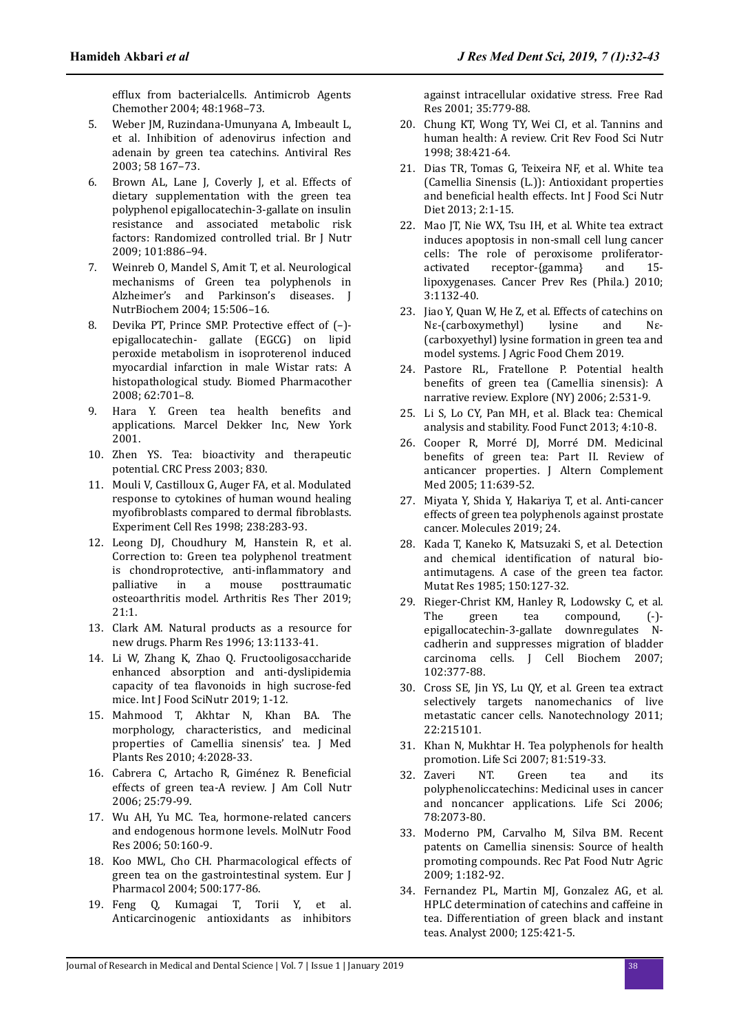efflux from bacterialcells. Antimicrob Agents Chemother 2004; 48:1968–73.

5. Weber JM, Ruzindana-Umunyana A, Imbeault L, et al. Inhibition of adenovirus infection and adenain by green tea catechins. Antiviral Res 2003; 58 167–73.
6. Brown AL, Lane J, Coverly J, et al. Effects of dietary supplementation with the green tea polyphenol epigallocatechin-3-gallate on insulin resistance and associated metabolic risk factors: Randomized controlled trial. Br J Nutr 2009; 101:886–94.
7. Weinreb O, Mandel S, Amit T, et al. Neurological mechanisms of Green tea polyphenols in Alzheimer's and Parkinson's diseases. J NutrBiochem 2004; 15:506–16.
8. Devika PT, Prince SMP. Protective effect of (–)-epigallocatechin- gallate (EGCG) on lipid peroxide metabolism in isoproterenol induced myocardial infarction in male Wistar rats: A histopathological study. Biomed Pharmacother 2008; 62:701–8.
9. Hara Y. Green tea health benefits and applications. Marcel Dekker Inc, New York 2001.
10. Zhen YS. Tea: bioactivity and therapeutic potential. CRC Press 2003; 830.
11. Mouli V, Castilloux G, Auger FA, et al. Modulated response to cytokines of human wound healing myofibroblasts compared to dermal fibroblasts. Experiment Cell Res 1998; 238:283-93.
12. Leong DJ, Choudhury M, Hanstein R, et al. Correction to: Green tea polyphenol treatment is chondroprotective, anti-inflammatory and palliative in a mouse posttraumatic osteoarthritis model. Arthritis Res Ther 2019; 21:1.
13. Clark AM. Natural products as a resource for new drugs. Pharm Res 1996; 13:1133-41.
14. Li W, Zhang K, Zhao Q. Fructooligosaccharide enhanced absorption and anti-dyslipidemia capacity of tea flavonoids in high sucrose-fed mice. Int J Food SciNutr 2019; 1-12.
15. Mahmood T, Akhtar N, Khan BA. The morphology, characteristics, and medicinal properties of Camellia sinensis' tea. J Med Plants Res 2010; 4:2028-33.
16. Cabrera C, Artacho R, Giménez R. Beneficial effects of green tea-A review. J Am Coll Nutr 2006; 25:79-99.
17. Wu AH, Yu MC. Tea, hormone-related cancers and endogenous hormone levels. MolNutr Food Res 2006; 50:160-9.
18. Koo MWL, Cho CH. Pharmacological effects of green tea on the gastrointestinal system. Eur J Pharmacol 2004; 500:177-86.
19. Feng Q, Kumagai T, Torii Y, et al. Anticarcinogenic antioxidants as inhibitors against intracellular oxidative stress. Free Rad Res 2001; 35:779-88.
20. Chung KT, Wong TY, Wei CI, et al. Tannins and human health: A review. Crit Rev Food Sci Nutr 1998; 38:421-64.
21. Dias TR, Tomas G, Teixeira NF, et al. White tea (Camellia Sinensis (L.)): Antioxidant properties and beneficial health effects. Int J Food Sci Nutr Diet 2013; 2:1-15.
22. Mao JT, Nie WX, Tsu IH, et al. White tea extract induces apoptosis in non-small cell lung cancer cells: The role of peroxisome proliferator-activated receptor-{gamma} and 15-lipoxygenases. Cancer Prev Res (Phila.) 2010; 3:1132-40.
23. Jiao Y, Quan W, He Z, et al. Effects of catechins on Nε-(carboxymethyl) lysine and Nε-(carboxyethyl) lysine formation in green tea and model systems. J Agric Food Chem 2019.
24. Pastore RL, Fratellone P. Potential health benefits of green tea (Camellia sinensis): A narrative review. Explore (NY) 2006; 2:531-9.
25. Li S, Lo CY, Pan MH, et al. Black tea: Chemical analysis and stability. Food Funct 2013; 4:10-8.
26. Cooper R, Morré DJ, Morré DM. Medicinal benefits of green tea: Part II. Review of anticancer properties. J Altern Complement Med 2005; 11:639-52.
27. Miyata Y, Shida Y, Hakariya T, et al. Anti-cancer effects of green tea polyphenols against prostate cancer. Molecules 2019; 24.
28. Kada T, Kaneko K, Matsuzaki S, et al. Detection and chemical identification of natural bio-antimutagens. A case of the green tea factor. Mutat Res 1985; 150:127-32.
29. Rieger-Christ KM, Hanley R, Lodowsky C, et al. The green tea compound, (-)-epigallocatechin-3-gallate downregulates N-cadherin and suppresses migration of bladder carcinoma cells. J Cell Biochem 2007; 102:377-88.
30. Cross SE, Jin YS, Lu QY, et al. Green tea extract selectively targets nanomechanics of live metastatic cancer cells. Nanotechnology 2011; 22:215101.
31. Khan N, Mukhtar H. Tea polyphenols for health promotion. Life Sci 2007; 81:519-33.
32. Zaveri NT. Green tea and its polyphenoliccatechins: Medicinal uses in cancer and noncancer applications. Life Sci 2006; 78:2073-80.
33. Moderno PM, Carvalho M, Silva BM. Recent patents on Camellia sinensis: Source of health promoting compounds. Rec Pat Food Nutr Agric 2009; 1:182-92.
34. Fernandez PL, Martin MJ, Gonzalez AG, et al. HPLC determination of catechins and caffeine in tea. Differentiation of green black and instant teas. Analyst 2000; 125:421-5.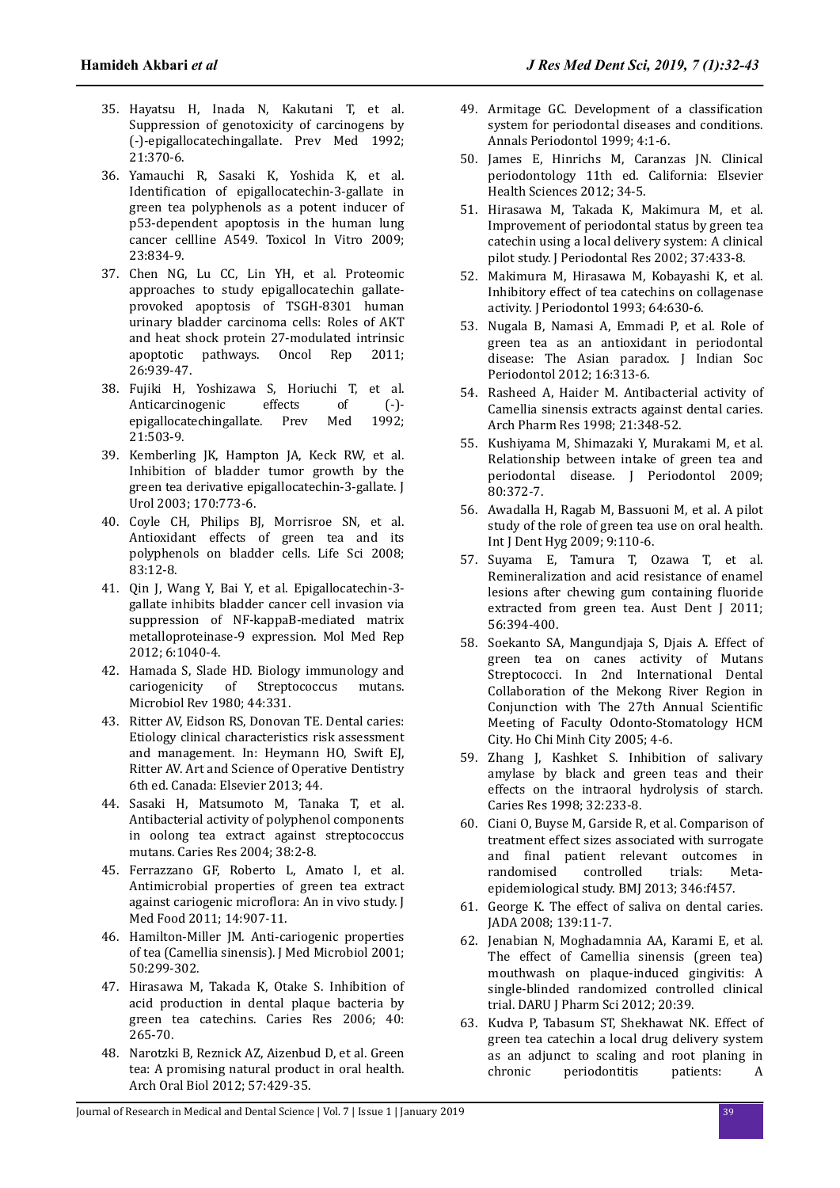35. Hayatsu H, Inada N, Kakutani T, et al. Suppression of genotoxicity of carcinogens by (-)-epigallocatechingallate. Prev Med 1992; 21:370-6.
36. Yamauchi R, Sasaki K, Yoshida K, et al. Identification of epigallocatechin-3-gallate in green tea polyphenols as a potent inducer of p53-dependent apoptosis in the human lung cancer cellline A549. Toxicol In Vitro 2009; 23:834-9.
37. Chen NG, Lu CC, Lin YH, et al. Proteomic approaches to study epigallocatechin gallate-provoked apoptosis of TSGH-8301 human urinary bladder carcinoma cells: Roles of AKT and heat shock protein 27-modulated intrinsic apoptotic pathways. Oncol Rep 2011; 26:939-47.
38. Fujiki H, Yoshizawa S, Horiuchi T, et al. Anticarcinogenic effects of (-)-epigallocatechingallate. Prev Med 1992; 21:503-9.
39. Kemberling JK, Hampton JA, Keck RW, et al. Inhibition of bladder tumor growth by the green tea derivative epigallocatechin-3-gallate. J Urol 2003; 170:773-6.
40. Coyle CH, Philips BJ, Morrisroe SN, et al. Antioxidant effects of green tea and its polyphenols on bladder cells. Life Sci 2008; 83:12-8.
41. Qin J, Wang Y, Bai Y, et al. Epigallocatechin-3-gallate inhibits bladder cancer cell invasion via suppression of NF-kappaB-mediated matrix metalloproteinase-9 expression. Mol Med Rep 2012; 6:1040-4.
42. Hamada S, Slade HD. Biology immunology and cariogenicity of Streptococcus mutans. Microbiol Rev 1980; 44:331.
43. Ritter AV, Eidson RS, Donovan TE. Dental caries: Etiology clinical characteristics risk assessment and management. In: Heymann HO, Swift EJ, Ritter AV. Art and Science of Operative Dentistry 6th ed. Canada: Elsevier 2013; 44.
44. Sasaki H, Matsumoto M, Tanaka T, et al. Antibacterial activity of polyphenol components in oolong tea extract against streptococcus mutans. Caries Res 2004; 38:2-8.
45. Ferrazzano GF, Roberto L, Amato I, et al. Antimicrobial properties of green tea extract against cariogenic microflora: An in vivo study. J Med Food 2011; 14:907-11.
46. Hamilton-Miller JM. Anti-cariogenic properties of tea (Camellia sinensis). J Med Microbiol 2001; 50:299-302.
47. Hirasawa M, Takada K, Otake S. Inhibition of acid production in dental plaque bacteria by green tea catechins. Caries Res 2006; 40: 265-70.
48. Narotzki B, Reznick AZ, Aizenbud D, et al. Green tea: A promising natural product in oral health. Arch Oral Biol 2012; 57:429-35.
49. Armitage GC. Development of a classification system for periodontal diseases and conditions. Annals Periodontol 1999; 4:1-6.
50. James E, Hinrichs M, Caranzas JN. Clinical periodontology 11th ed. California: Elsevier Health Sciences 2012; 34-5.
51. Hirasawa M, Takada K, Makimura M, et al. Improvement of periodontal status by green tea catechin using a local delivery system: A clinical pilot study. J Periodontal Res 2002; 37:433-8.
52. Makimura M, Hirasawa M, Kobayashi K, et al. Inhibitory effect of tea catechins on collagenase activity. J Periodontol 1993; 64:630-6.
53. Nugala B, Namasi A, Emmadi P, et al. Role of green tea as an antioxidant in periodontal disease: The Asian paradox. J Indian Soc Periodontol 2012; 16:313-6.
54. Rasheed A, Haider M. Antibacterial activity of Camellia sinensis extracts against dental caries. Arch Pharm Res 1998; 21:348-52.
55. Kushiyama M, Shimazaki Y, Murakami M, et al. Relationship between intake of green tea and periodontal disease. J Periodontol 2009; 80:372-7.
56. Awadalla H, Ragab M, Bassuoni M, et al. A pilot study of the role of green tea use on oral health. Int J Dent Hyg 2009; 9:110-6.
57. Suyama E, Tamura T, Ozawa T, et al. Remineralization and acid resistance of enamel lesions after chewing gum containing fluoride extracted from green tea. Aust Dent J 2011; 56:394-400.
58. Soekanto SA, Mangundjaja S, Djais A. Effect of green tea on canes activity of Mutans Streptococci. In 2nd International Dental Collaboration of the Mekong River Region in Conjunction with The 27th Annual Scientific Meeting of Faculty Odonto-Stomatology HCM City. Ho Chi Minh City 2005; 4-6.
59. Zhang J, Kashket S. Inhibition of salivary amylase by black and green teas and their effects on the intraoral hydrolysis of starch. Caries Res 1998; 32:233-8.
60. Ciani O, Buyse M, Garside R, et al. Comparison of treatment effect sizes associated with surrogate and final patient relevant outcomes in randomised controlled trials: Meta-epidemiological study. BMJ 2013; 346:f457.
61. George K. The effect of saliva on dental caries. JADA 2008; 139:11-7.
62. Jenabian N, Moghadamnia AA, Karami E, et al. The effect of Camellia sinensis (green tea) mouthwash on plaque-induced gingivitis: A single-blinded randomized controlled clinical trial. DARU J Pharm Sci 2012; 20:39.
63. Kudva P, Tabasum ST, Shekhawat NK. Effect of green tea catechin a local drug delivery system as an adjunct to scaling and root planing in chronic periodontitis patients: A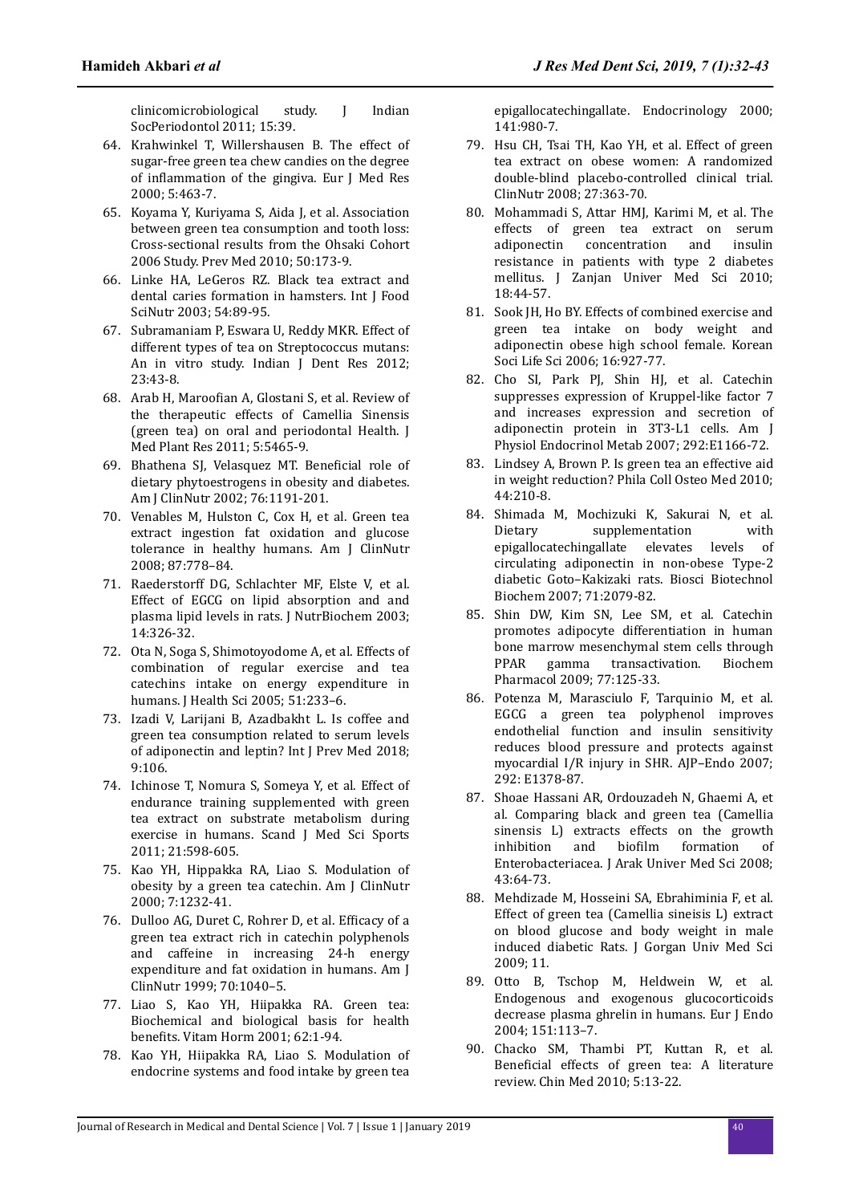clinicomicrobiological study. J Indian SocPeriodontol 2011; 15:39.

64. Krahwinkel T, Willershausen B. The effect of sugar-free green tea chew candies on the degree of inflammation of the gingiva. Eur J Med Res 2000; 5:463-7.
65. Koyama Y, Kuriyama S, Aida J, et al. Association between green tea consumption and tooth loss: Cross-sectional results from the Ohsaki Cohort 2006 Study. Prev Med 2010; 50:173-9.
66. Linke HA, LeGeros RZ. Black tea extract and dental caries formation in hamsters. Int J Food SciNutr 2003; 54:89-95.
67. Subramaniam P, Eswara U, Reddy MKR. Effect of different types of tea on Streptococcus mutans: An in vitro study. Indian J Dent Res 2012; 23:43-8.
68. Arab H, Maroofian A, Glostani S, et al. Review of the therapeutic effects of Camellia Sinensis (green tea) on oral and periodontal Health. J Med Plant Res 2011; 5:5465-9.
69. Bhathena SJ, Velasquez MT. Beneficial role of dietary phytoestrogens in obesity and diabetes. Am J ClinNutr 2002; 76:1191-201.
70. Venables M, Hulston C, Cox H, et al. Green tea extract ingestion fat oxidation and glucose tolerance in healthy humans. Am J ClinNutr 2008; 87:778–84.
71. Raederstorff DG, Schlachter MF, Elste V, et al. Effect of EGCG on lipid absorption and and plasma lipid levels in rats. J NutrBiochem 2003; 14:326-32.
72. Ota N, Soga S, Shimotoyodome A, et al. Effects of combination of regular exercise and tea catechins intake on energy expenditure in humans. J Health Sci 2005; 51:233–6.
73. Izadi V, Larijani B, Azadbakht L. Is coffee and green tea consumption related to serum levels of adiponectin and leptin? Int J Prev Med 2018; 9:106.
74. Ichinose T, Nomura S, Someya Y, et al. Effect of endurance training supplemented with green tea extract on substrate metabolism during exercise in humans. Scand J Med Sci Sports 2011; 21:598-605.
75. Kao YH, Hippakka RA, Liao S. Modulation of obesity by a green tea catechin. Am J ClinNutr 2000; 7:1232-41.
76. Dulloo AG, Duret C, Rohrer D, et al. Efficacy of a green tea extract rich in catechin polyphenols and caffeine in increasing 24-h energy expenditure and fat oxidation in humans. Am J ClinNutr 1999; 70:1040–5.
77. Liao S, Kao YH, Hiipakka RA. Green tea: Biochemical and biological basis for health benefits. Vitam Horm 2001; 62:1-94.
78. Kao YH, Hiipakka RA, Liao S. Modulation of endocrine systems and food intake by green tea epigallocatechingallate. Endocrinology 2000; 141:980-7.
79. Hsu CH, Tsai TH, Kao YH, et al. Effect of green tea extract on obese women: A randomized double-blind placebo-controlled clinical trial. ClinNutr 2008; 27:363-70.
80. Mohammadi S, Attar HMJ, Karimi M, et al. The effects of green tea extract on serum adiponectin concentration and insulin resistance in patients with type 2 diabetes mellitus. J Zanjan Univer Med Sci 2010; 18:44-57.
81. Sook JH, Ho BY. Effects of combined exercise and green tea intake on body weight and adiponectin obese high school female. Korean Soci Life Sci 2006; 16:927-77.
82. Cho SI, Park PJ, Shin HJ, et al. Catechin suppresses expression of Kruppel-like factor 7 and increases expression and secretion of adiponectin protein in 3T3-L1 cells. Am J Physiol Endocrinol Metab 2007; 292:E1166-72.
83. Lindsey A, Brown P. Is green tea an effective aid in weight reduction? Phila Coll Osteo Med 2010; 44:210-8.
84. Shimada M, Mochizuki K, Sakurai N, et al. Dietary supplementation with epigallocatechingallate elevates levels of circulating adiponectin in non-obese Type-2 diabetic Goto–Kakizaki rats. Biosci Biotechnol Biochem 2007; 71:2079-82.
85. Shin DW, Kim SN, Lee SM, et al. Catechin promotes adipocyte differentiation in human bone marrow mesenchymal stem cells through PPAR gamma transactivation. Biochem Pharmacol 2009; 77:125-33.
86. Potenza M, Marasciulo F, Tarquinio M, et al. EGCG a green tea polyphenol improves endothelial function and insulin sensitivity reduces blood pressure and protects against myocardial I/R injury in SHR. AJP–Endo 2007; 292: E1378-87.
87. Shoae Hassani AR, Ordouzadeh N, Ghaemi A, et al. Comparing black and green tea (Camellia sinensis L) extracts effects on the growth inhibition and biofilm formation of Enterobacteriacea. J Arak Univer Med Sci 2008; 43:64-73.
88. Mehdizade M, Hosseini SA, Ebrahiminia F, et al. Effect of green tea (Camellia sineisis L) extract on blood glucose and body weight in male induced diabetic Rats. J Gorgan Univ Med Sci 2009; 11.
89. Otto B, Tschop M, Heldwein W, et al. Endogenous and exogenous glucocorticoids decrease plasma ghrelin in humans. Eur J Endo 2004; 151:113–7.
90. Chacko SM, Thambi PT, Kuttan R, et al. Beneficial effects of green tea: A literature review. Chin Med 2010; 5:13-22.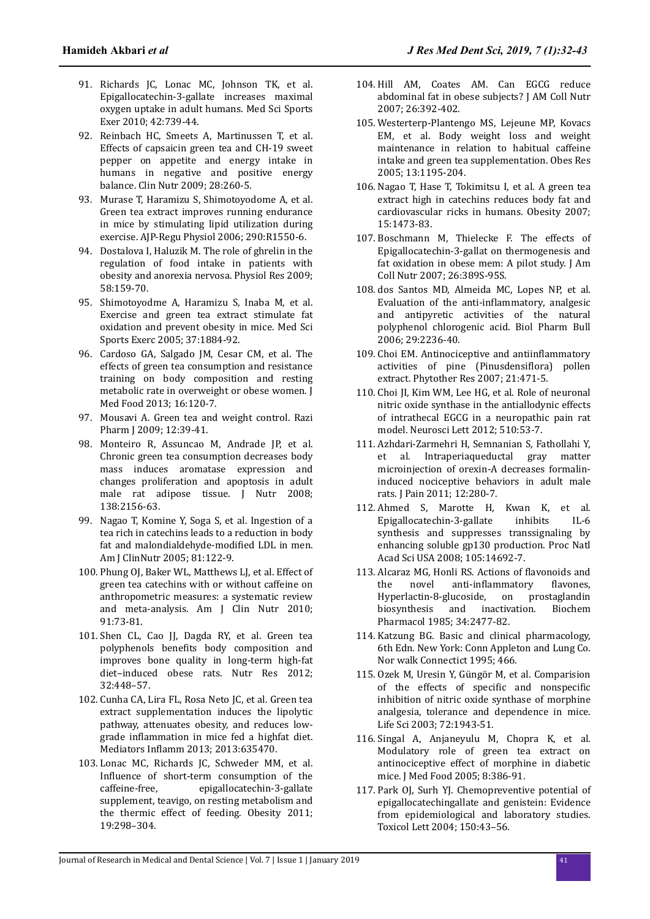91. Richards JC, Lonac MC, Johnson TK, et al. Epigallocatechin-3-gallate increases maximal oxygen uptake in adult humans. Med Sci Sports Exer 2010; 42:739-44.
92. Reinbach HC, Smeets A, Martinussen T, et al. Effects of capsaicin green tea and CH-19 sweet pepper on appetite and energy intake in humans in negative and positive energy balance. Clin Nutr 2009; 28:260-5.
93. Murase T, Haramizu S, Shimotoyodome A, et al. Green tea extract improves running endurance in mice by stimulating lipid utilization during exercise. AJP-Regu Physiol 2006; 290:R1550-6.
94. Dostalova I, Haluzik M. The role of ghrelin in the regulation of food intake in patients with obesity and anorexia nervosa. Physiol Res 2009; 58:159-70.
95. Shimotoyodme A, Haramizu S, Inaba M, et al. Exercise and green tea extract stimulate fat oxidation and prevent obesity in mice. Med Sci Sports Exerc 2005; 37:1884-92.
96. Cardoso GA, Salgado JM, Cesar CM, et al. The effects of green tea consumption and resistance training on body composition and resting metabolic rate in overweight or obese women. J Med Food 2013; 16:120-7.
97. Mousavi A. Green tea and weight control. Razi Pharm J 2009; 12:39-41.
98. Monteiro R, Assuncao M, Andrade JP, et al. Chronic green tea consumption decreases body mass induces aromatase expression and changes proliferation and apoptosis in adult male rat adipose tissue. J Nutr 2008; 138:2156-63.
99. Nagao T, Komine Y, Soga S, et al. Ingestion of a tea rich in catechins leads to a reduction in body fat and malondialdehyde-modified LDL in men. Am J ClinNutr 2005; 81:122-9.
100. Phung OJ, Baker WL, Matthews LJ, et al. Effect of green tea catechins with or without caffeine on anthropometric measures: a systematic review and meta-analysis. Am J Clin Nutr 2010; 91:73-81.
101. Shen CL, Cao JJ, Dagda RY, et al. Green tea polyphenols benefits body composition and improves bone quality in long-term high-fat diet–induced obese rats. Nutr Res 2012; 32:448–57.
102. Cunha CA, Lira FL, Rosa Neto JC, et al. Green tea extract supplementation induces the lipolytic pathway, attenuates obesity, and reduces low-grade inflammation in mice fed a highfat diet. Mediators Inflamm 2013; 2013:635470.
103. Lonac MC, Richards JC, Schweder MM, et al. Influence of short-term consumption of the caffeine-free, epigallocatechin-3-gallate supplement, teavigo, on resting metabolism and the thermic effect of feeding. Obesity 2011; 19:298–304.
104. Hill AM, Coates AM. Can EGCG reduce abdominal fat in obese subjects? J AM Coll Nutr 2007; 26:392-402.
105. Westerterp-Plantengo MS, Lejeune MP, Kovacs EM, et al. Body weight loss and weight maintenance in relation to habitual caffeine intake and green tea supplementation. Obes Res 2005; 13:1195-204.
106. Nagao T, Hase T, Tokimitsu I, et al. A green tea extract high in catechins reduces body fat and cardiovascular ricks in humans. Obesity 2007; 15:1473-83.
107. Boschmann M, Thielecke F. The effects of Epigallocatechin-3-gallat on thermogenesis and fat oxidation in obese mem: A pilot study. J Am Coll Nutr 2007; 26:389S-95S.
108. dos Santos MD, Almeida MC, Lopes NP, et al. Evaluation of the anti-inflammatory, analgesic and antipyretic activities of the natural polyphenol chlorogenic acid. Biol Pharm Bull 2006; 29:2236-40.
109. Choi EM. Antinociceptive and antiinflammatory activities of pine (Pinusdensiflora) pollen extract. Phytother Res 2007; 21:471-5.
110. Choi JI, Kim WM, Lee HG, et al. Role of neuronal nitric oxide synthase in the antiallodynic effects of intrathecal EGCG in a neuropathic pain rat model. Neurosci Lett 2012; 510:53-7.
111. Azhdari-Zarmehri H, Semnanian S, Fathollahi Y, et al. Intraperiaqueductal gray matter microinjection of orexin-A decreases formalin-induced nociceptive behaviors in adult male rats. J Pain 2011; 12:280-7.
112. Ahmed S, Marotte H, Kwan K, et al. Epigallocatechin-3-gallate inhibits IL-6 synthesis and suppresses transsignaling by enhancing soluble gp130 production. Proc Natl Acad Sci USA 2008; 105:14692-7.
113. Alcaraz MG, Honli RS. Actions of flavonoids and the novel anti-inflammatory flavones, Hyperlactin-8-glucoside, on prostaglandin biosynthesis and inactivation. Biochem Pharmacol 1985; 34:2477-82.
114. Katzung BG. Basic and clinical pharmacology, 6th Edn. New York: Conn Appleton and Lung Co. Nor walk Connectict 1995; 466.
115. Ozek M, Uresin Y, Güngör M, et al. Comparision of the effects of specific and nonspecific inhibition of nitric oxide synthase of morphine analgesia, tolerance and dependence in mice. Life Sci 2003; 72:1943-51.
116. Singal A, Anjaneyulu M, Chopra K, et al. Modulatory role of green tea extract on antinociceptive effect of morphine in diabetic mice. J Med Food 2005; 8:386-91.
117. Park OJ, Surh YJ. Chemopreventive potential of epigallocatechingallate and genistein: Evidence from epidemiological and laboratory studies. Toxicol Lett 2004; 150:43–56.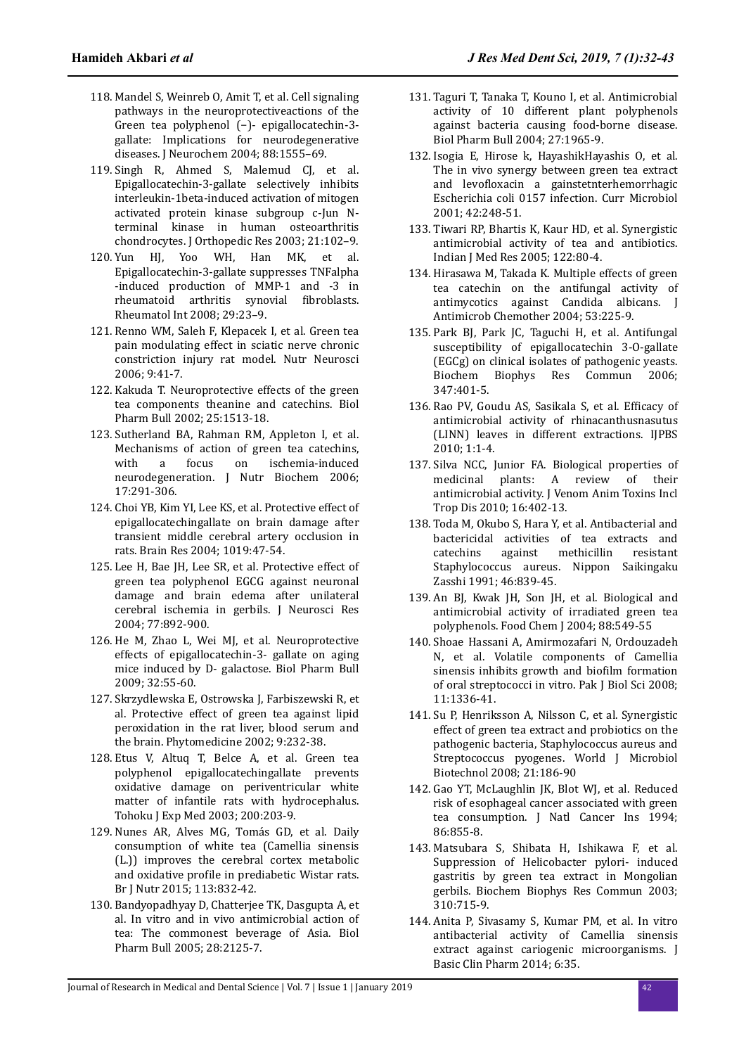118. Mandel S, Weinreb O, Amit T, et al. Cell signaling pathways in the neuroprotectiveactions of the Green tea polyphenol (−)- epigallocatechin-3-gallate: Implications for neurodegenerative diseases. J Neurochem 2004; 88:1555–69.
119. Singh R, Ahmed S, Malemud CJ, et al. Epigallocatechin-3-gallate selectively inhibits interleukin-1beta-induced activation of mitogen activated protein kinase subgroup c-Jun N-terminal kinase in human osteoarthritis chondrocytes. J Orthopedic Res 2003; 21:102–9.
120. Yun HJ, Yoo WH, Han MK, et al. Epigallocatechin-3-gallate suppresses TNFalpha -induced production of MMP-1 and -3 in rheumatoid arthritis synovial fibroblasts. Rheumatol Int 2008; 29:23–9.
121. Renno WM, Saleh F, Klepacek I, et al. Green tea pain modulating effect in sciatic nerve chronic constriction injury rat model. Nutr Neurosci 2006; 9:41-7.
122. Kakuda T. Neuroprotective effects of the green tea components theanine and catechins. Biol Pharm Bull 2002; 25:1513-18.
123. Sutherland BA, Rahman RM, Appleton I, et al. Mechanisms of action of green tea catechins, with a focus on ischemia-induced neurodegeneration. J Nutr Biochem 2006; 17:291-306.
124. Choi YB, Kim YI, Lee KS, et al. Protective effect of epigallocatechingallate on brain damage after transient middle cerebral artery occlusion in rats. Brain Res 2004; 1019:47-54.
125. Lee H, Bae JH, Lee SR, et al. Protective effect of green tea polyphenol EGCG against neuronal damage and brain edema after unilateral cerebral ischemia in gerbils. J Neurosci Res 2004; 77:892-900.
126. He M, Zhao L, Wei MJ, et al. Neuroprotective effects of epigallocatechin-3- gallate on aging mice induced by D- galactose. Biol Pharm Bull 2009; 32:55-60.
127. Skrzydlewska E, Ostrowska J, Farbiszewski R, et al. Protective effect of green tea against lipid peroxidation in the rat liver, blood serum and the brain. Phytomedicine 2002; 9:232-38.
128. Etus V, Altuq T, Belce A, et al. Green tea polyphenol epigallocatechingallate prevents oxidative damage on periventricular white matter of infantile rats with hydrocephalus. Tohoku J Exp Med 2003; 200:203-9.
129. Nunes AR, Alves MG, Tomás GD, et al. Daily consumption of white tea (Camellia sinensis (L.)) improves the cerebral cortex metabolic and oxidative profile in prediabetic Wistar rats. Br J Nutr 2015; 113:832-42.
130. Bandyopadhyay D, Chatterjee TK, Dasgupta A, et al. In vitro and in vivo antimicrobial action of tea: The commonest beverage of Asia. Biol Pharm Bull 2005; 28:2125-7.
131. Taguri T, Tanaka T, Kouno I, et al. Antimicrobial activity of 10 different plant polyphenols against bacteria causing food-borne disease. Biol Pharm Bull 2004; 27:1965-9.
132. Isogia E, Hirose k, HayashikHayashis O, et al. The in vivo synergy between green tea extract and levofloxacin a gainstetnterhemorrhagic Escherichia coli 0157 infection. Curr Microbiol 2001; 42:248-51.
133. Tiwari RP, Bhartis K, Kaur HD, et al. Synergistic antimicrobial activity of tea and antibiotics. Indian J Med Res 2005; 122:80-4.
134. Hirasawa M, Takada K. Multiple effects of green tea catechin on the antifungal activity of antimycotics against Candida albicans. J Antimicrob Chemother 2004; 53:225-9.
135. Park BJ, Park JC, Taguchi H, et al. Antifungal susceptibility of epigallocatechin 3-O-gallate (EGCg) on clinical isolates of pathogenic yeasts. Biochem Biophys Res Commun 2006; 347:401-5.
136. Rao PV, Goudu AS, Sasikala S, et al. Efficacy of antimicrobial activity of rhinacanthusnasutus (LINN) leaves in different extractions. IJPBS 2010; 1:1-4.
137. Silva NCC, Junior FA. Biological properties of medicinal plants: A review of their antimicrobial activity. J Venom Anim Toxins Incl Trop Dis 2010; 16:402-13.
138. Toda M, Okubo S, Hara Y, et al. Antibacterial and bactericidal activities of tea extracts and catechins against methicillin resistant Staphylococcus aureus. Nippon Saikingaku Zasshi 1991; 46:839-45.
139. An BJ, Kwak JH, Son JH, et al. Biological and antimicrobial activity of irradiated green tea polyphenols. Food Chem J 2004; 88:549-55
140. Shoae Hassani A, Amirmozafari N, Ordouzadeh N, et al. Volatile components of Camellia sinensis inhibits growth and biofilm formation of oral streptococci in vitro. Pak J Biol Sci 2008; 11:1336-41.
141. Su P, Henriksson A, Nilsson C, et al. Synergistic effect of green tea extract and probiotics on the pathogenic bacteria, Staphylococcus aureus and Streptococcus pyogenes. World J Microbiol Biotechnol 2008; 21:186-90
142. Gao YT, McLaughlin JK, Blot WJ, et al. Reduced risk of esophageal cancer associated with green tea consumption. J Natl Cancer Ins 1994; 86:855-8.
143. Matsubara S, Shibata H, Ishikawa F, et al. Suppression of Helicobacter pylori- induced gastritis by green tea extract in Mongolian gerbils. Biochem Biophys Res Commun 2003; 310:715-9.
144. Anita P, Sivasamy S, Kumar PM, et al. In vitro antibacterial activity of Camellia sinensis extract against cariogenic microorganisms. J Basic Clin Pharm 2014; 6:35.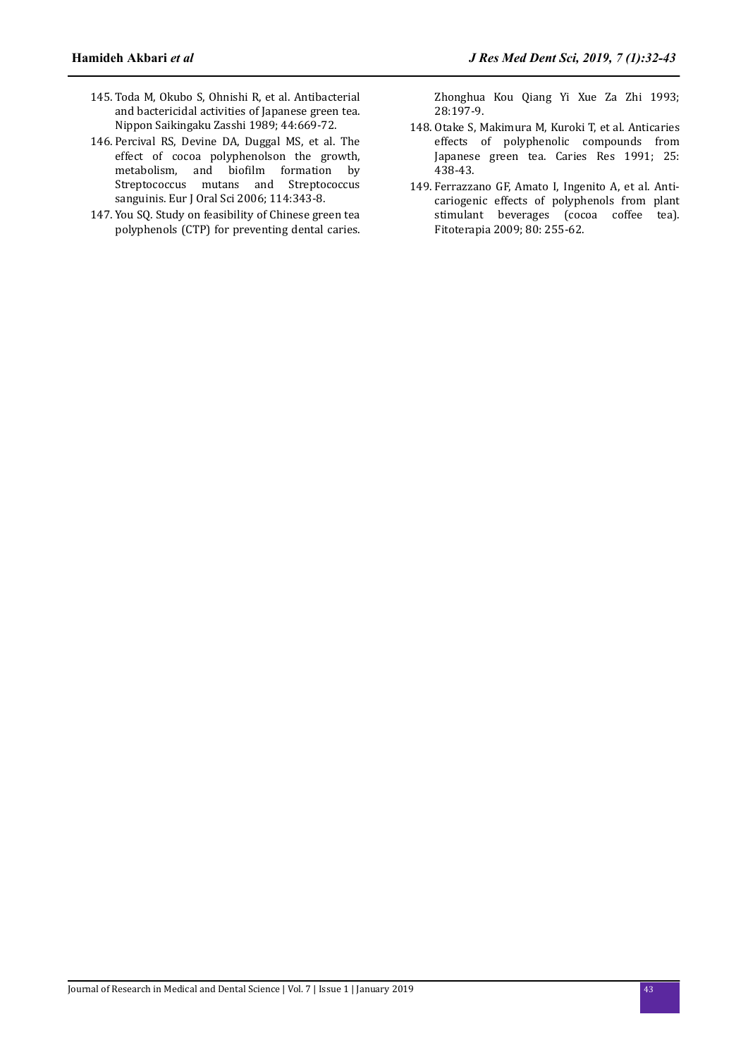145. Toda M, Okubo S, Ohnishi R, et al. Antibacterial and bactericidal activities of Japanese green tea. Nippon Saikingaku Zasshi 1989; 44:669-72.
146. Percival RS, Devine DA, Duggal MS, et al. The effect of cocoa polyphenolson the growth, metabolism, and biofilm formation by Streptococcus mutans and Streptococcus sanguinis. Eur J Oral Sci 2006; 114:343-8.
147. You SQ. Study on feasibility of Chinese green tea polyphenols (CTP) for preventing dental caries. Zhonghua Kou Qiang Yi Xue Za Zhi 1993; 28:197-9.
148. Otake S, Makimura M, Kuroki T, et al. Anticaries effects of polyphenolic compounds from Japanese green tea. Caries Res 1991; 25: 438-43.
149. Ferrazzano GF, Amato I, Ingenito A, et al. Anti-cariogenic effects of polyphenols from plant stimulant beverages (cocoa coffee tea). Fitoterapia 2009; 80: 255-62.